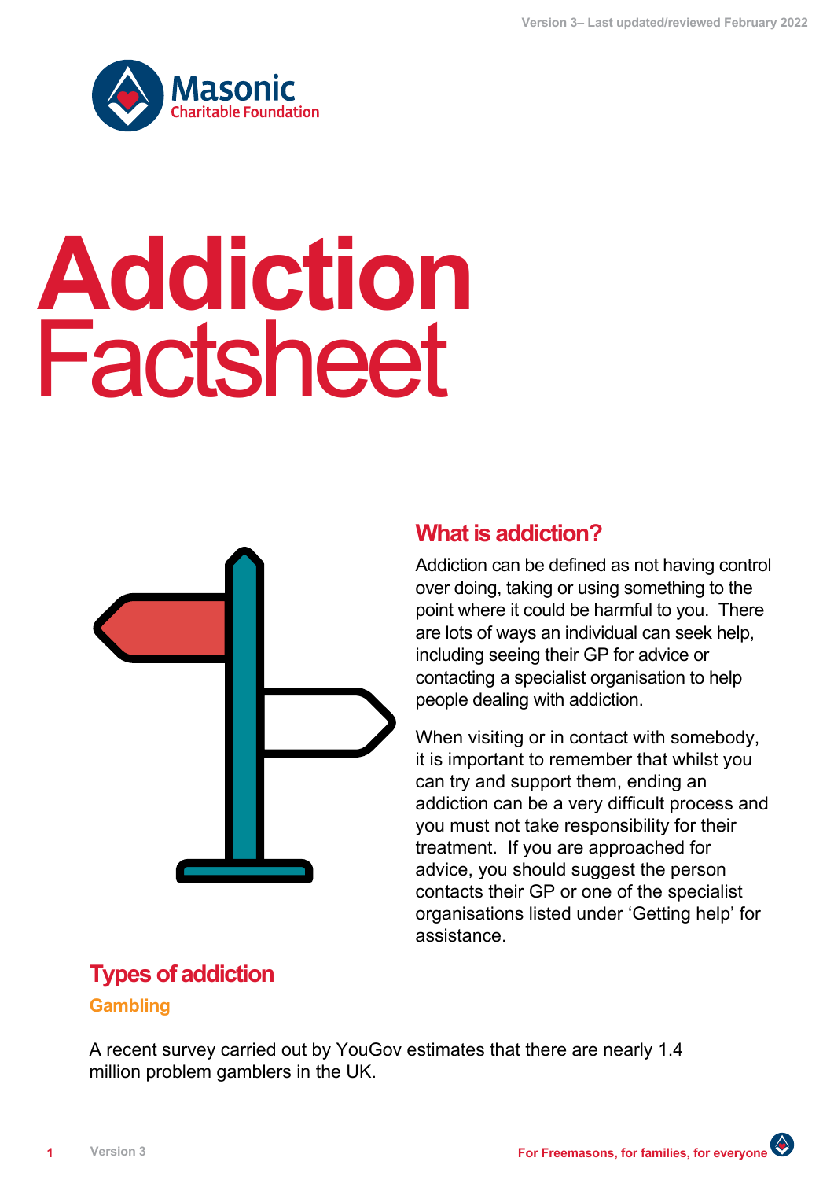# Addiction Factsheet

## What is addiction?

Addiction can be defined as not having control over doing, taking or using something to the point where it could be harmful to you. There are lots of ways an individual can seek help, including seeing their GP for advice or contacting a specialist organisation to help people dealing with addiction.

When visiting or in contact with somebody, it is important to remember that whilst you can try and support them, ending an addiction can be a very difficult process and you must not take responsibility for their treatment. If you are approached for advice, you should suggest the person contacts their GP or one of the specialist organisations listed under 'Getting help' for assistance.

## Types of addiction

### Gambling

A recent survey carried out by YouGov estimates that there are nearly 1.4 million problem gamblers in the UK.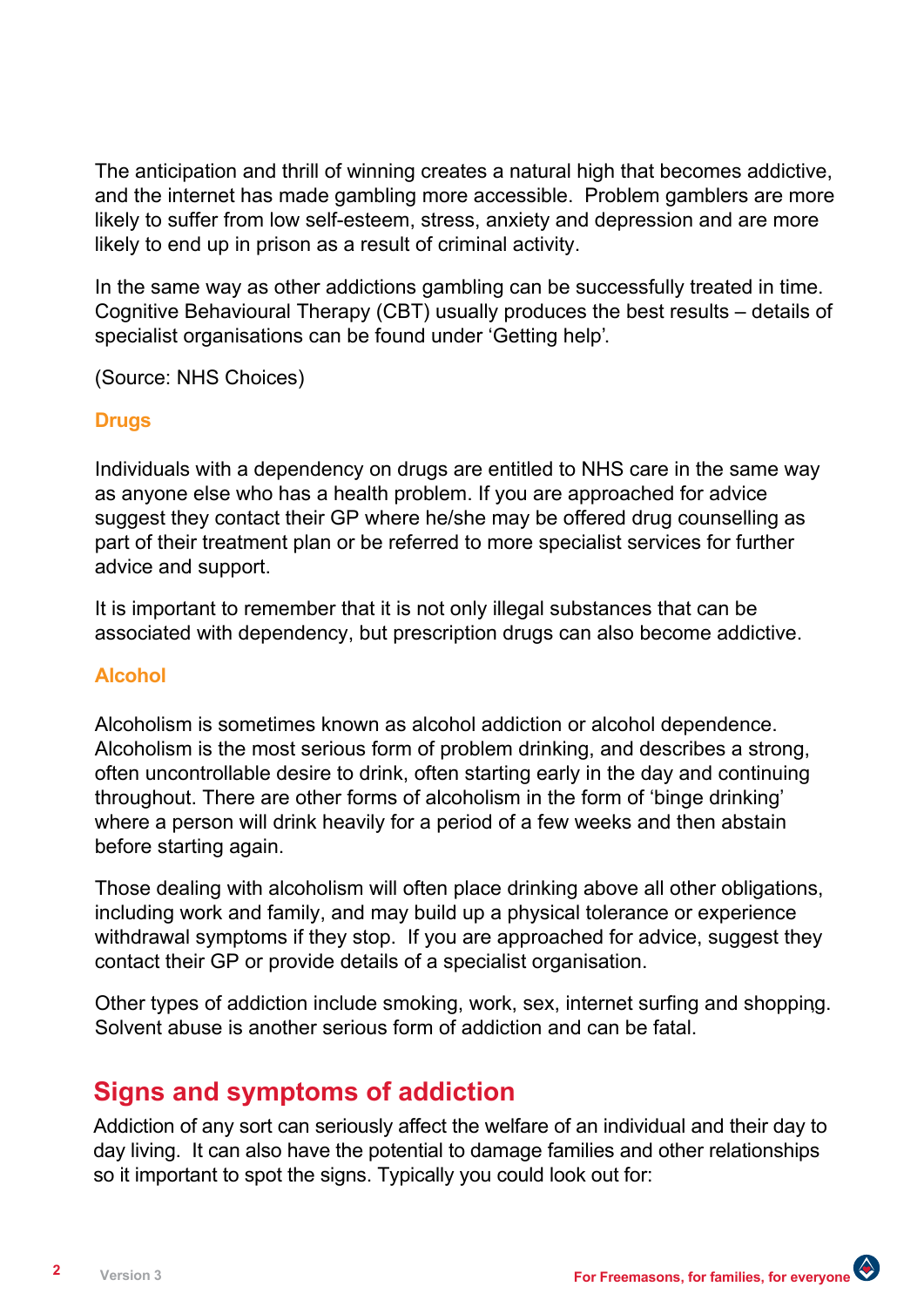The anticipation and thrill of winning creates a natural high that becomes addictive, and the internet has made gambling more accessible. Problem gamblers are more likely to suffer from low self-esteem, stress, anxiety and depression and are more likely to end up in prison as a result of criminal activity.

In the same way as other addictions gambling can be successfully treated in time. Cognitive Behavioural Therapy (CBT) usually produces the best results – details of specialist organisations can be found under 'Getting help'.

(Source: NHS Choices)

### Drugs

Individuals with a dependency on drugs are entitled to NHS care in the same way as anyone else who has a health problem. If you are approached for advice suggest they contact their GP where he/she may be offered drug counselling as part of their treatment plan or be referred to more specialist services for further advice and support.

It is important to remember that it is not only illegal substances that can be associated with dependency, but prescription drugs can also become addictive.

### Alcohol

Alcoholism is sometimes known as alcohol addiction or alcohol dependence. Alcoholism is the most serious form of problem drinking, and describes a strong, often uncontrollable desire to drink, often starting early in the day and continuing throughout. There are other forms of alcoholism in the form of 'binge drinking' where a person will drink heavily for a period of a few weeks and then abstain before starting again.

Those dealing with alcoholism will often place drinking above all other obligations, including work and family, and may build up a physical tolerance or experience withdrawal symptoms if they stop. If you are approached for advice, suggest they contact their GP or provide details of a specialist organisation.

Other types of addiction include smoking, work, sex, internet surfing and shopping. Solvent abuse is another serious form of addiction and can be fatal.

## Signs and symptoms of addiction

Addiction of any sort can seriously affect the welfare of an individual and their day to day living. It can also have the potential to damage families and other relationships so it important to spot the signs. Typically you could look out for: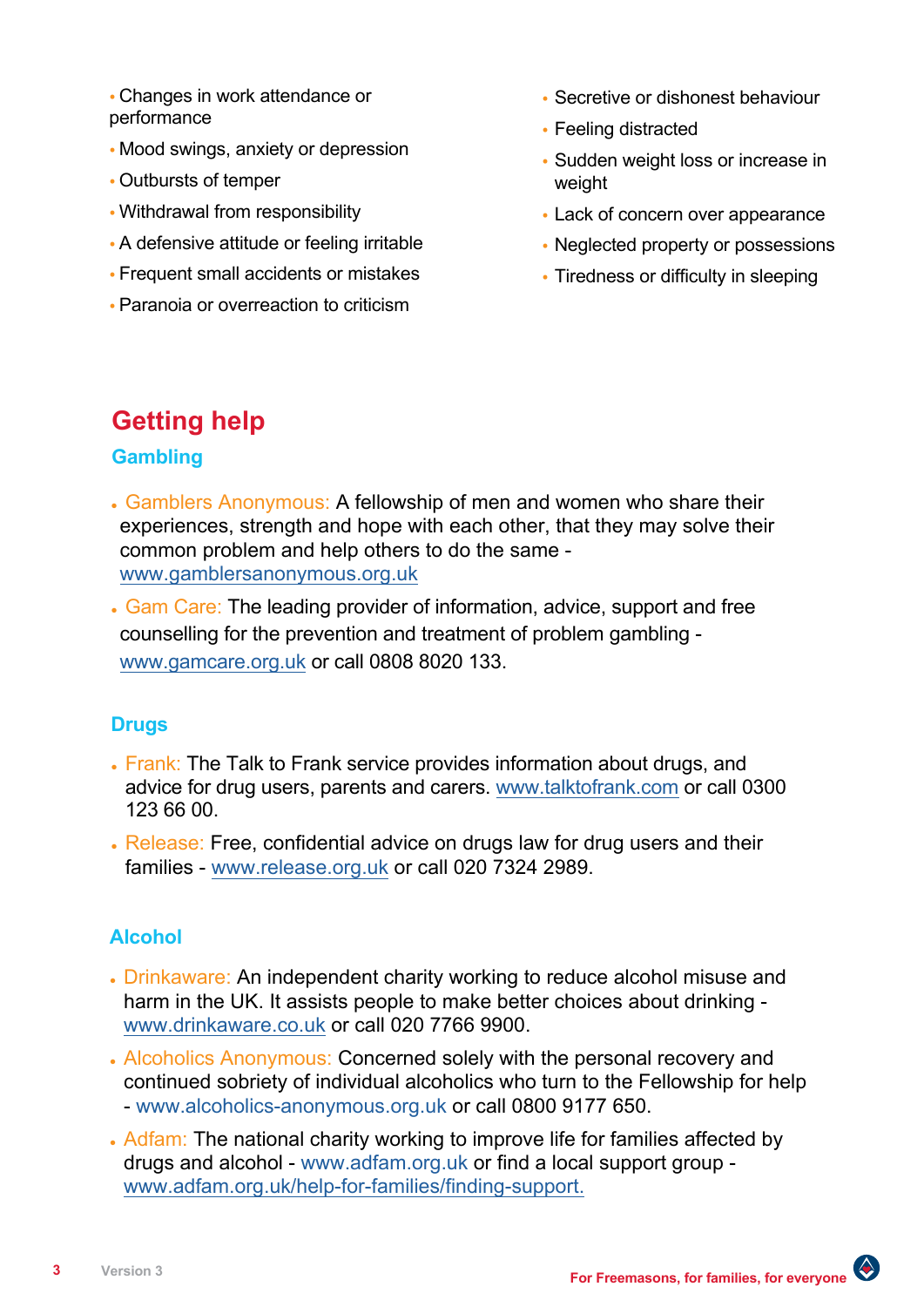- Changes in work attendance or performance
- Mood swings, anxiety or depression
- Outbursts of temper
- Withdrawal from responsibility
- A defensive attitude or feeling irritable
- Frequent small accidents or mistakes
- Paranoia or overreaction to criticism
- Secretive or dishonest behaviour
- Feeling distracted
- Sudden weight loss or increase in weight
- Lack of concern over appearance
- Neglected property or possessions
- Tiredness or difficulty in sleeping

## Getting help

### Gambling

- Gamblers Anonymous: A fellowship of men and women who share their experiences, strength and hope with each other, that they may solve their common problem and help others to do the same - www.gamblersanonymous.org.uk
- Gam Care: The leading provider of information, advice, support and free counselling for the prevention and treatment of problem gambling - www.gamcare.org.uk or call 0808 8020 133.

### Drugs

- Frank: The Talk to Frank service provides information about drugs, and advice for drug users, parents and carers. www.talktofrank.com or call 0300 123 66 00.
- Release: Free, confidential advice on drugs law for drug users and their families - www.release.org.uk or call 020 7324 2989.

### Alcohol

- Drinkaware: An independent charity working to reduce alcohol misuse and harm in the UK. It assists people to make better choices about drinking - www.drinkaware.co.uk or call 020 7766 9900.
- Alcoholics Anonymous: Concerned solely with the personal recovery and continued sobriety of individual alcoholics who turn to the Fellowship for help - www.alcoholics-anonymous.org.uk or call 0800 9177 650.
- Adfam: The national charity working to improve life for families affected by drugs and alcohol - www.adfam.org.uk or find a local support group - www.adfam.org.uk/help-for-families/finding-support.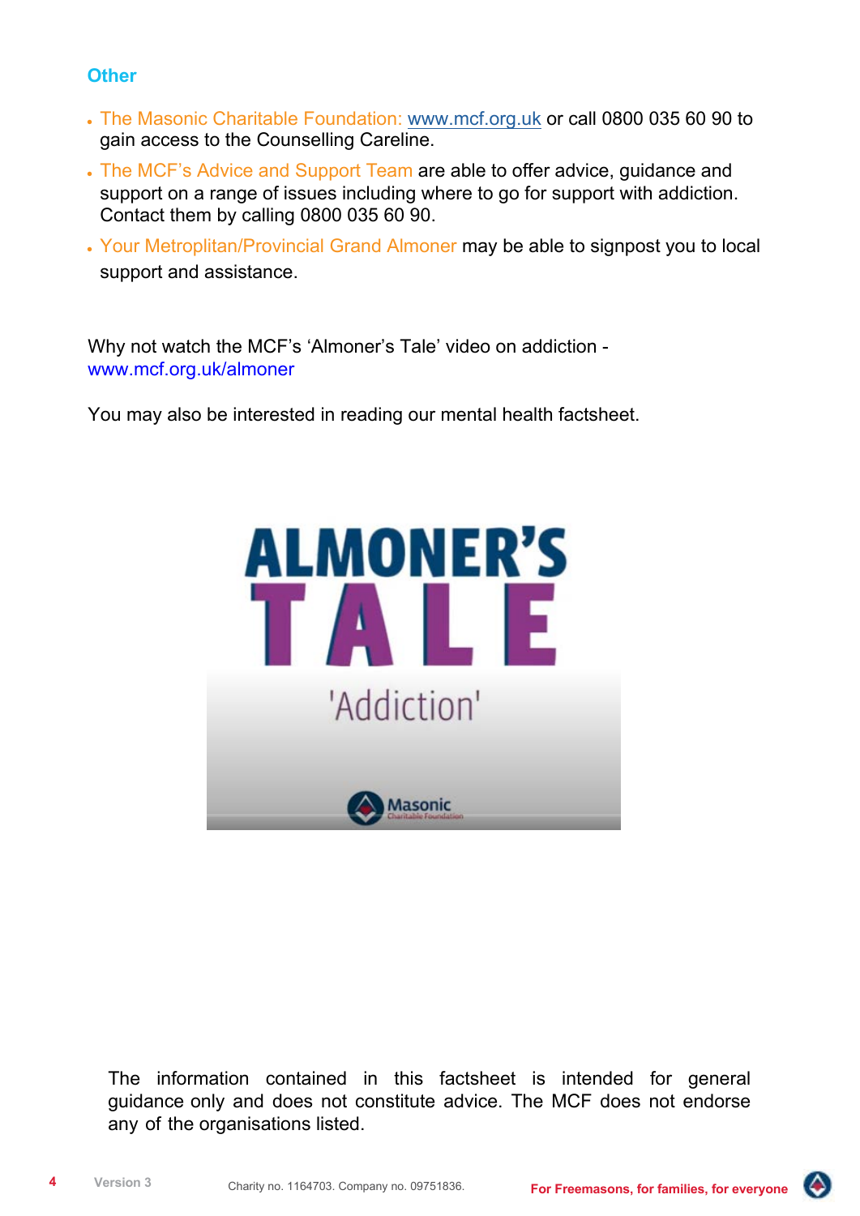## Other

- The Masonic Charitable Foundation: www.mcf.org.uk or call 0800 035 60 90 to gain access to the Counselling Careline.
- The MCF's Advice and Support Team are able to offer advice, guidance and support on a range of issues including where to go for support with addiction. Contact them by calling 0800 035 60 90.
- Your Metroplitan/Provincial Grand Almoner may be able to signpost you to local support and assistance.

Why not watch the MCF's 'Almoner's Tale' video on addiction - www.mcf.org.uk/almoner

You may also be interested in reading our mental health factsheet.

ALMONER'S TALE

'Addiction'

Masonic Charitable Foundation

The information contained in this factsheet is intended for general guidance only and does not constitute advice. The MCF does not endorse any of the organisations listed.

Version 3

Charity no. 1164703. Company no. 09751836.

For Freemasons, for families, for everyone